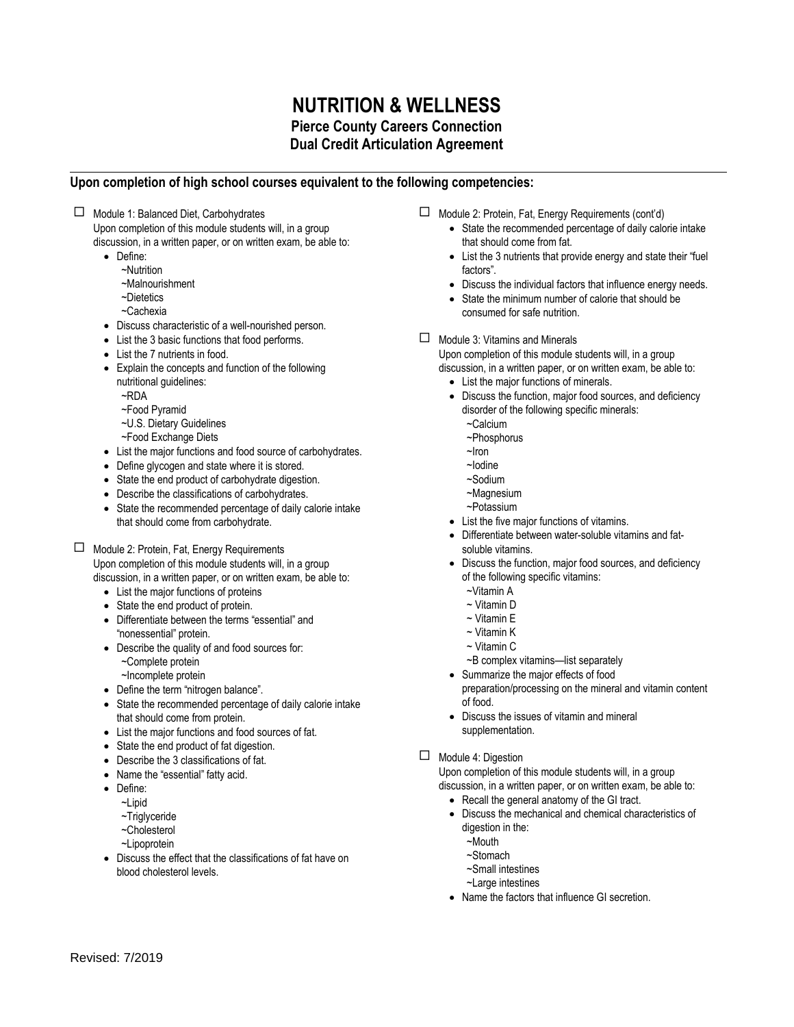# NUTRITION & WELLNESS

## Pierce County Careers Connection
## Dual Credit Articulation Agreement

---

### Upon completion of high school courses equivalent to the following competencies:

☐ Module 1: Balanced Diet, Carbohydrates

Upon completion of this module students will, in a group discussion, in a written paper, or on written exam, be able to:

- Define:
  - ~Nutrition
  - ~Malnourishment
  - ~Dietetics
  - ~Cachexia
- Discuss characteristic of a well-nourished person.
- List the 3 basic functions that food performs.
- List the 7 nutrients in food.
- Explain the concepts and function of the following nutritional guidelines:
  - ~RDA
  - ~Food Pyramid
  - ~U.S. Dietary Guidelines
  - ~Food Exchange Diets
- List the major functions and food source of carbohydrates.
- Define glycogen and state where it is stored.
- State the end product of carbohydrate digestion.
- Describe the classifications of carbohydrates.
- State the recommended percentage of daily calorie intake that should come from carbohydrate.

☐ Module 2: Protein, Fat, Energy Requirements

Upon completion of this module students will, in a group discussion, in a written paper, or on written exam, be able to:

- List the major functions of proteins
- State the end product of protein.
- Differentiate between the terms "essential" and "nonessential" protein.
- Describe the quality of and food sources for:
  - ~Complete protein
  - ~Incomplete protein
- Define the term "nitrogen balance".
- State the recommended percentage of daily calorie intake that should come from protein.
- List the major functions and food sources of fat.
- State the end product of fat digestion.
- Describe the 3 classifications of fat.
- Name the "essential" fatty acid.
- Define:
  - ~Lipid
  - ~Triglyceride
  - ~Cholesterol
  - ~Lipoprotein
- Discuss the effect that the classifications of fat have on blood cholesterol levels.

☐ Module 2: Protein, Fat, Energy Requirements (cont'd)

- State the recommended percentage of daily calorie intake that should come from fat.
- List the 3 nutrients that provide energy and state their "fuel factors".
- Discuss the individual factors that influence energy needs.
- State the minimum number of calorie that should be consumed for safe nutrition.

☐ Module 3: Vitamins and Minerals

Upon completion of this module students will, in a group discussion, in a written paper, or on written exam, be able to:

- List the major functions of minerals.
- Discuss the function, major food sources, and deficiency disorder of the following specific minerals:
  - ~Calcium
  - ~Phosphorus
  - ~Iron
  - ~Iodine
  - ~Sodium
  - ~Magnesium
  - ~Potassium
- List the five major functions of vitamins.
- Differentiate between water-soluble vitamins and fat-soluble vitamins.
- Discuss the function, major food sources, and deficiency of the following specific vitamins:
  - ~Vitamin A
  - ~ Vitamin D
  - ~ Vitamin E
  - ~ Vitamin K
  - ~ Vitamin C
  - ~B complex vitamins—list separately
- Summarize the major effects of food preparation/processing on the mineral and vitamin content of food.
- Discuss the issues of vitamin and mineral supplementation.

☐ Module 4: Digestion

Upon completion of this module students will, in a group discussion, in a written paper, or on written exam, be able to:

- Recall the general anatomy of the GI tract.
- Discuss the mechanical and chemical characteristics of digestion in the:
  - ~Mouth
  - ~Stomach
  - ~Small intestines
  - ~Large intestines
- Name the factors that influence GI secretion.

Revised: 7/2019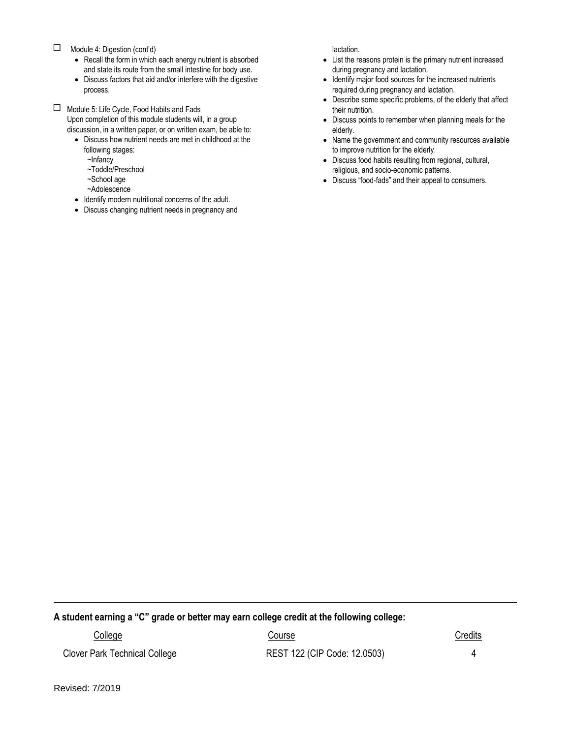☐ Module 4: Digestion (cont'd)

- Recall the form in which each energy nutrient is absorbed and state its route from the small intestine for body use.
- Discuss factors that aid and/or interfere with the digestive process.

☐ Module 5: Life Cycle, Food Habits and Fads

Upon completion of this module students will, in a group discussion, in a written paper, or on written exam, be able to:

- Discuss how nutrient needs are met in childhood at the following stages:
  ~Infancy
  ~Toddle/Preschool
  ~School age
  ~Adolescence
- Identify modern nutritional concerns of the adult.
- Discuss changing nutrient needs in pregnancy and lactation.
- List the reasons protein is the primary nutrient increased during pregnancy and lactation.
- Identify major food sources for the increased nutrients required during pregnancy and lactation.
- Describe some specific problems, of the elderly that affect their nutrition.
- Discuss points to remember when planning meals for the elderly.
- Name the government and community resources available to improve nutrition for the elderly.
- Discuss food habits resulting from regional, cultural, religious, and socio-economic patterns.
- Discuss "food-fads" and their appeal to consumers.

---

**A student earning a "C" grade or better may earn college credit at the following college:**

| College | Course | Credits |
|---|---|---|
| Clover Park Technical College | REST 122 (CIP Code: 12.0503) | 4 |

Revised: 7/2019